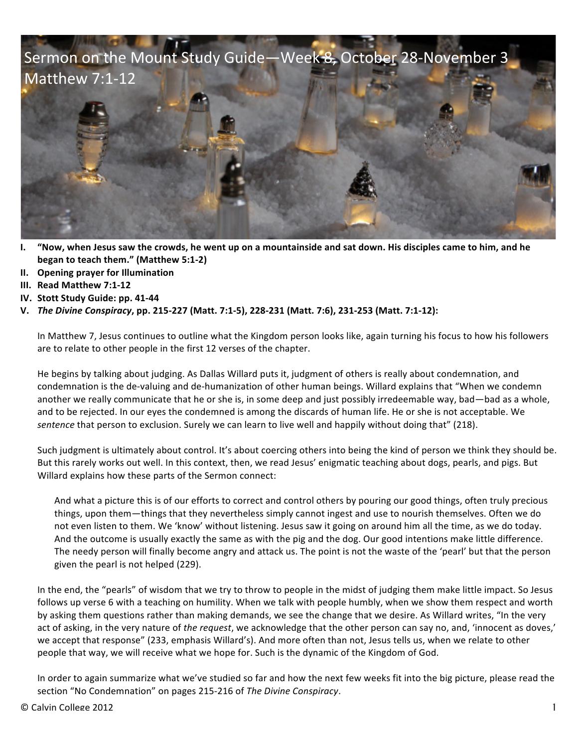# Sermon on the Mount Study Guide—Week 8, October 28-November 3
## Matthew 7:1-12

I. **"Now, when Jesus saw the crowds, he went up on a mountainside and sat down. His disciples came to him, and he began to teach them." (Matthew 5:1-2)**

II. **Opening prayer for Illumination**

III. **Read Matthew 7:1-12**

IV. **Stott Study Guide: pp. 41-44**

V. ***The Divine Conspiracy*, pp. 215-227 (Matt. 7:1-5), 228-231 (Matt. 7:6), 231-253 (Matt. 7:1-12):**

In Matthew 7, Jesus continues to outline what the Kingdom person looks like, again turning his focus to how his followers are to relate to other people in the first 12 verses of the chapter.

He begins by talking about judging. As Dallas Willard puts it, judgment of others is really about condemnation, and condemnation is the de-valuing and de-humanization of other human beings. Willard explains that "When we condemn another we really communicate that he or she is, in some deep and just possibly irredeemable way, bad—bad as a whole, and to be rejected. In our eyes the condemned is among the discards of human life. He or she is not acceptable. We *sentence* that person to exclusion. Surely we can learn to live well and happily without doing that" (218).

Such judgment is ultimately about control. It's about coercing others into being the kind of person we think they should be. But this rarely works out well. In this context, then, we read Jesus' enigmatic teaching about dogs, pearls, and pigs. But Willard explains how these parts of the Sermon connect:

> And what a picture this is of our efforts to correct and control others by pouring our good things, often truly precious things, upon them—things that they nevertheless simply cannot ingest and use to nourish themselves. Often we do not even listen to them. We 'know' without listening. Jesus saw it going on around him all the time, as we do today. And the outcome is usually exactly the same as with the pig and the dog. Our good intentions make little difference. The needy person will finally become angry and attack us. The point is not the waste of the 'pearl' but that the person given the pearl is not helped (229).

In the end, the "pearls" of wisdom that we try to throw to people in the midst of judging them make little impact. So Jesus follows up verse 6 with a teaching on humility. When we talk with people humbly, when we show them respect and worth by asking them questions rather than making demands, we see the change that we desire. As Willard writes, "In the very act of asking, in the very nature of *the request*, we acknowledge that the other person can say no, and, 'innocent as doves,' we accept that response" (233, emphasis Willard's). And more often than not, Jesus tells us, when we relate to other people that way, we will receive what we hope for. Such is the dynamic of the Kingdom of God.

In order to again summarize what we've studied so far and how the next few weeks fit into the big picture, please read the section "No Condemnation" on pages 215-216 of *The Divine Conspiracy*.

© Calvin College 2012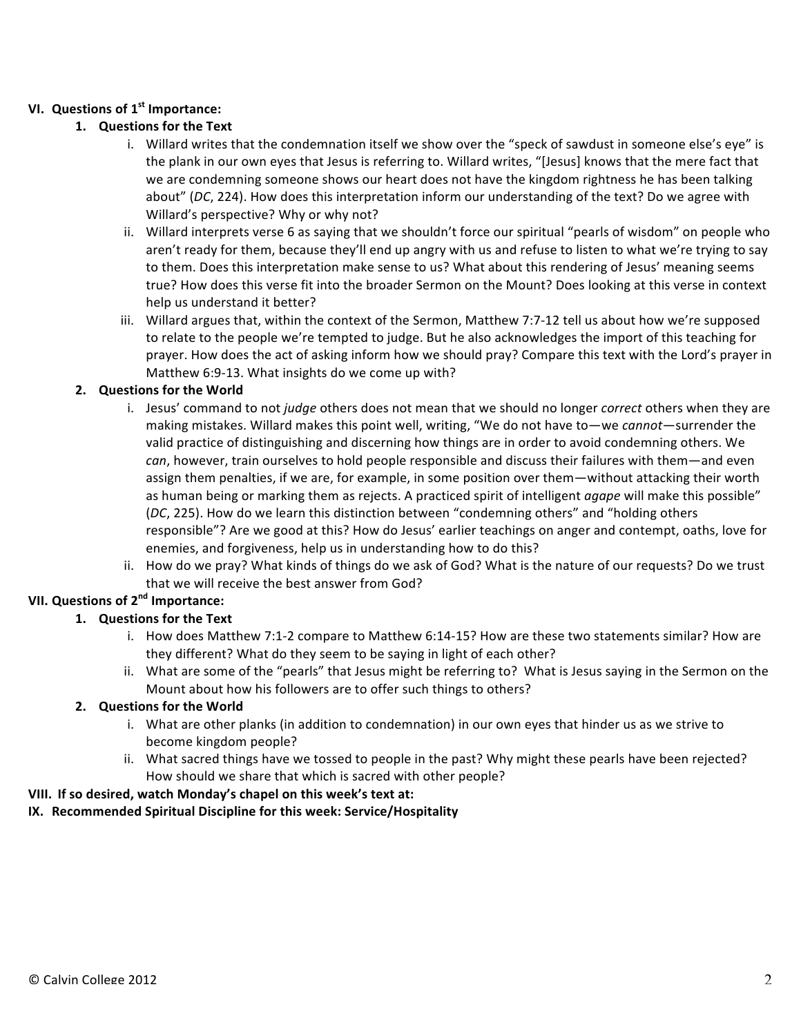## VI. Questions of 1st Importance:

### 1. Questions for the Text

i. Willard writes that the condemnation itself we show over the "speck of sawdust in someone else's eye" is the plank in our own eyes that Jesus is referring to. Willard writes, "[Jesus] knows that the mere fact that we are condemning someone shows our heart does not have the kingdom rightness he has been talking about" (*DC*, 224). How does this interpretation inform our understanding of the text? Do we agree with Willard's perspective? Why or why not?

ii. Willard interprets verse 6 as saying that we shouldn't force our spiritual "pearls of wisdom" on people who aren't ready for them, because they'll end up angry with us and refuse to listen to what we're trying to say to them. Does this interpretation make sense to us? What about this rendering of Jesus' meaning seems true? How does this verse fit into the broader Sermon on the Mount? Does looking at this verse in context help us understand it better?

iii. Willard argues that, within the context of the Sermon, Matthew 7:7-12 tell us about how we're supposed to relate to the people we're tempted to judge. But he also acknowledges the import of this teaching for prayer. How does the act of asking inform how we should pray? Compare this text with the Lord's prayer in Matthew 6:9-13. What insights do we come up with?

### 2. Questions for the World

i. Jesus' command to not *judge* others does not mean that we should no longer *correct* others when they are making mistakes. Willard makes this point well, writing, "We do not have to—we *cannot*—surrender the valid practice of distinguishing and discerning how things are in order to avoid condemning others. We *can*, however, train ourselves to hold people responsible and discuss their failures with them—and even assign them penalties, if we are, for example, in some position over them—without attacking their worth as human being or marking them as rejects. A practiced spirit of intelligent *agape* will make this possible" (*DC*, 225). How do we learn this distinction between "condemning others" and "holding others responsible"? Are we good at this? How do Jesus' earlier teachings on anger and contempt, oaths, love for enemies, and forgiveness, help us in understanding how to do this?

ii. How do we pray? What kinds of things do we ask of God? What is the nature of our requests? Do we trust that we will receive the best answer from God?

## VII. Questions of 2nd Importance:

### 1. Questions for the Text

i. How does Matthew 7:1-2 compare to Matthew 6:14-15? How are these two statements similar? How are they different? What do they seem to be saying in light of each other?

ii. What are some of the "pearls" that Jesus might be referring to? What is Jesus saying in the Sermon on the Mount about how his followers are to offer such things to others?

### 2. Questions for the World

i. What are other planks (in addition to condemnation) in our own eyes that hinder us as we strive to become kingdom people?

ii. What sacred things have we tossed to people in the past? Why might these pearls have been rejected? How should we share that which is sacred with other people?

## VIII. If so desired, watch Monday's chapel on this week's text at:

## IX. Recommended Spiritual Discipline for this week: Service/Hospitality

© Calvin College 2012